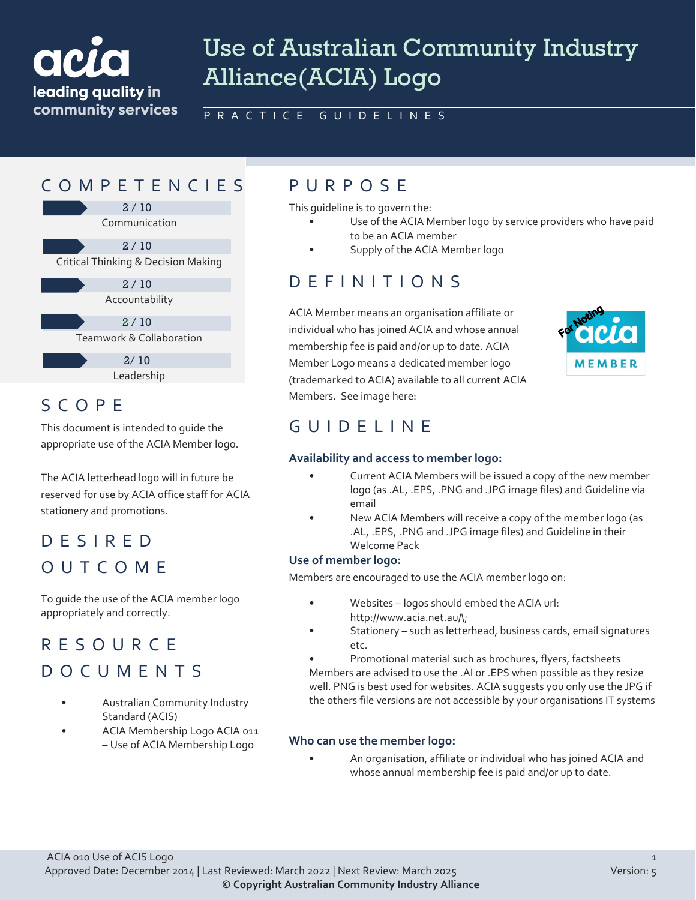# Use of Australian Community Industry Alliance(ACIA) Logo

PRACTICE GUIDELINES

## COMPETENCIES

2 / 10
Communication

2 / 10
Critical Thinking & Decision Making

2 / 10
Accountability

2 / 10
Teamwork & Collaboration

2/ 10
Leadership

## SCOPE

This document is intended to guide the appropriate use of the ACIA Member logo.

The ACIA letterhead logo will in future be reserved for use by ACIA office staff for ACIA stationery and promotions.

## DESIRED OUTCOME

To guide the use of the ACIA member logo appropriately and correctly.

## RESOURCE DOCUMENTS

- Australian Community Industry Standard (ACIS)
- ACIA Membership Logo ACIA 011 – Use of ACIA Membership Logo

## PURPOSE

This guideline is to govern the:

- Use of the ACIA Member logo by service providers who have paid to be an ACIA member
- Supply of the ACIA Member logo

## DEFINITIONS

ACIA Member means an organisation affiliate or individual who has joined ACIA and whose annual membership fee is paid and/or up to date. ACIA Member Logo means a dedicated member logo (trademarked to ACIA) available to all current ACIA Members. See image here:

## GUIDELINE

### Availability and access to member logo:

- Current ACIA Members will be issued a copy of the new member logo (as .AL, .EPS, .PNG and .JPG image files) and Guideline via email
- New ACIA Members will receive a copy of the member logo (as .AL, .EPS, .PNG and .JPG image files) and Guideline in their Welcome Pack

### Use of member logo:

Members are encouraged to use the ACIA member logo on:

- Websites – logos should embed the ACIA url: http://www.acia.net.au/\;
- Stationery – such as letterhead, business cards, email signatures etc.
- Promotional material such as brochures, flyers, factsheets

Members are advised to use the .AI or .EPS when possible as they resize well. PNG is best used for websites. ACIA suggests you only use the JPG if the others file versions are not accessible by your organisations IT systems

### Who can use the member logo:

- An organisation, affiliate or individual who has joined ACIA and whose annual membership fee is paid and/or up to date.

ACIA 010 Use of ACIS Logo
Approved Date: December 2014 | Last Reviewed: March 2022 | Next Review: March 2025
Version: 5
**© Copyright Australian Community Industry Alliance**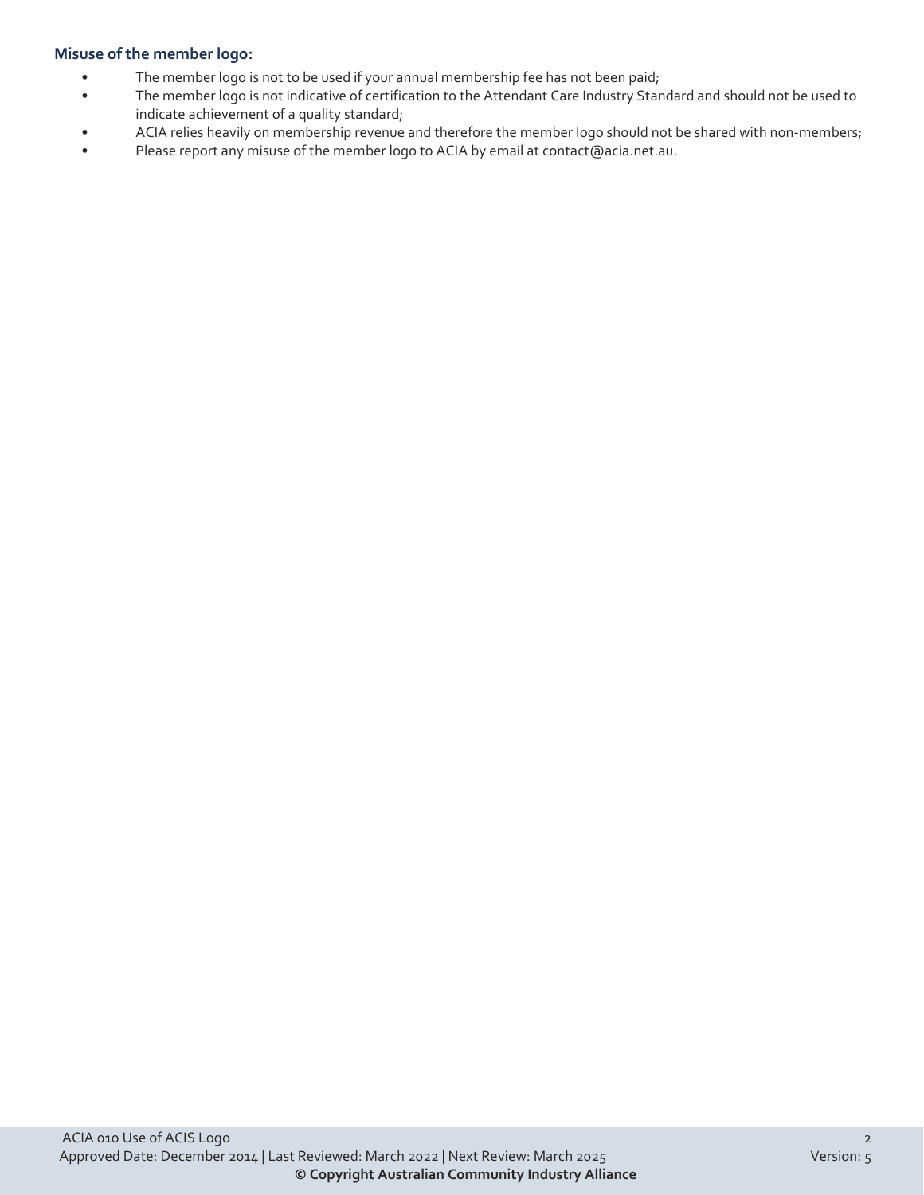**Misuse of the member logo:**

- The member logo is not to be used if your annual membership fee has not been paid;
- The member logo is not indicative of certification to the Attendant Care Industry Standard and should not be used to indicate achievement of a quality standard;
- ACIA relies heavily on membership revenue and therefore the member logo should not be shared with non-members;
- Please report any misuse of the member logo to ACIA by email at contact@acia.net.au.